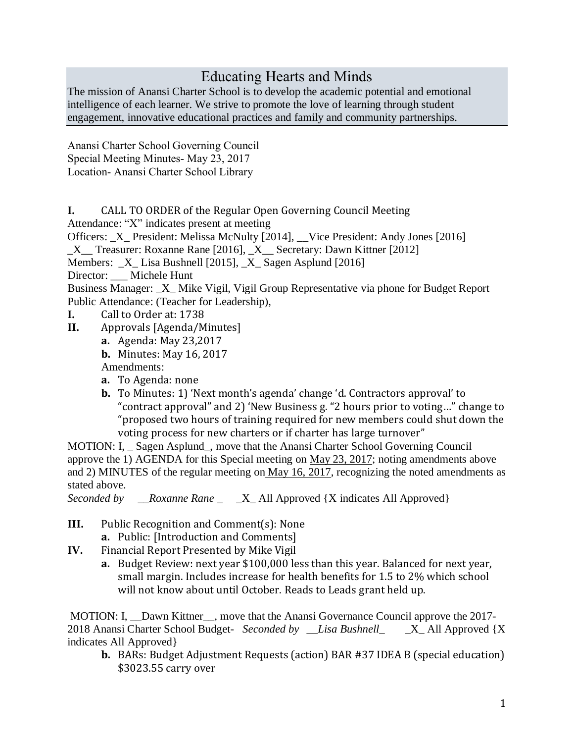# Educating Hearts and Minds

The mission of Anansi Charter School is to develop the academic potential and emotional intelligence of each learner. We strive to promote the love of learning through student engagement, innovative educational practices and family and community partnerships.

---

Anansi Charter School Governing Council
Special Meeting Minutes- May 23, 2017
Location- Anansi Charter School Library

**I.** CALL TO ORDER of the Regular Open Governing Council Meeting

Attendance: "X" indicates present at meeting

Officers: _X_ President: Melissa McNulty [2014], __Vice President: Andy Jones [2016]

_X__ Treasurer: Roxanne Rane [2016], _X__ Secretary: Dawn Kittner [2012]

Members: _X_ Lisa Bushnell [2015], _X_ Sagen Asplund [2016]

Director: ___ Michele Hunt

Business Manager: _X_ Mike Vigil, Vigil Group Representative via phone for Budget Report

Public Attendance: (Teacher for Leadership),

**I.** Call to Order at: 1738

**II.** Approvals [Agenda/Minutes]

- **a.** Agenda: May 23,2017
- **b.** Minutes: May 16, 2017

Amendments:

- **a.** To Agenda: none
- **b.** To Minutes: 1) 'Next month's agenda' change 'd. Contractors approval' to "contract approval" and 2) 'New Business g. "2 hours prior to voting…" change to "proposed two hours of training required for new members could shut down the voting process for new charters or if charter has large turnover"

MOTION: I, _ Sagen Asplund_, move that the Anansi Charter School Governing Council approve the 1) AGENDA for this Special meeting on May 23, 2017; noting amendments above and 2) MINUTES of the regular meeting on May 16, 2017, recognizing the noted amendments as stated above.

*Seconded by __Roxanne Rane _* _X_ All Approved {X indicates All Approved}

**III.** Public Recognition and Comment(s): None

- **a.** Public: [Introduction and Comments]

**IV.** Financial Report Presented by Mike Vigil

- **a.** Budget Review: next year $100,000 less than this year. Balanced for next year, small margin. Includes increase for health benefits for 1.5 to 2% which school will not know about until October. Reads to Leads grant held up.

MOTION: I, __Dawn Kittner__, move that the Anansi Governance Council approve the 2017-2018 Anansi Charter School Budget- *Seconded by __Lisa Bushnell_* _X_ All Approved {X indicates All Approved}

- **b.** BARs: Budget Adjustment Requests (action) BAR #37 IDEA B (special education) $3023.55 carry over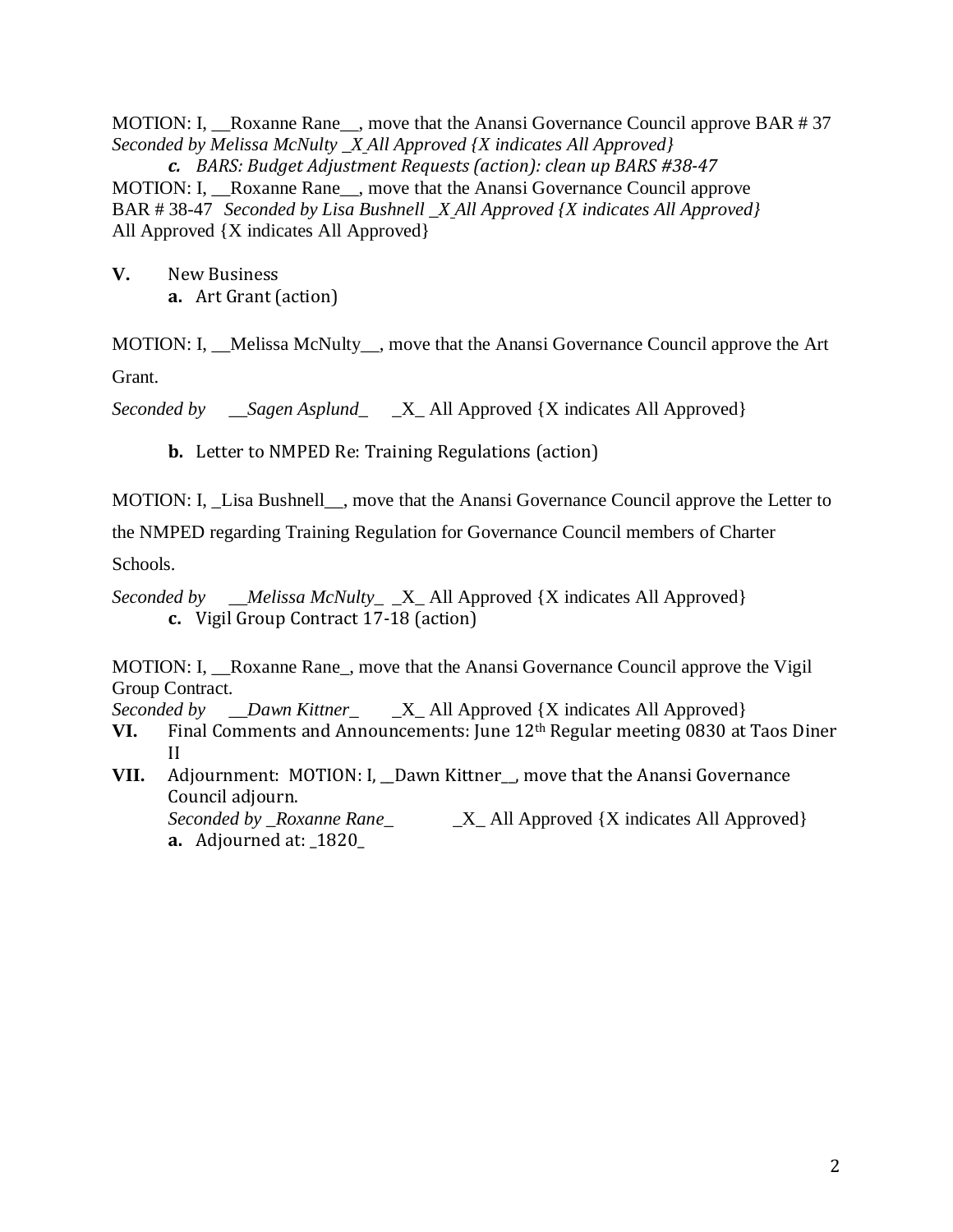MOTION: I, __Roxanne Rane__, move that the Anansi Governance Council approve BAR # 37
*Seconded by Melissa McNulty _X All Approved {X indicates All Approved}*

*c. BARS: Budget Adjustment Requests (action): clean up BARS #38-47*

MOTION: I, __Roxanne Rane__, move that the Anansi Governance Council approve BAR # 38-47 *Seconded by Lisa Bushnell _X All Approved {X indicates All Approved}*
All Approved {X indicates All Approved}

**V.** New Business

**a.** Art Grant (action)

MOTION: I, __Melissa McNulty__, move that the Anansi Governance Council approve the Art Grant.

*Seconded by __Sagen Asplund_* _X_ All Approved {X indicates All Approved}

**b.** Letter to NMPED Re: Training Regulations (action)

MOTION: I, _Lisa Bushnell__, move that the Anansi Governance Council approve the Letter to the NMPED regarding Training Regulation for Governance Council members of Charter Schools.

*Seconded by __Melissa McNulty_* _X_ All Approved {X indicates All Approved}

**c.** Vigil Group Contract 17-18 (action)

MOTION: I, __Roxanne Rane_, move that the Anansi Governance Council approve the Vigil Group Contract.

*Seconded by __Dawn Kittner_* _X_ All Approved {X indicates All Approved}

**VI.** Final Comments and Announcements: June 12th Regular meeting 0830 at Taos Diner II

**VII.** Adjournment: MOTION: I, __Dawn Kittner__, move that the Anansi Governance Council adjourn.

*Seconded by _Roxanne Rane_* _X_ All Approved {X indicates All Approved}

**a.** Adjourned at: _1820_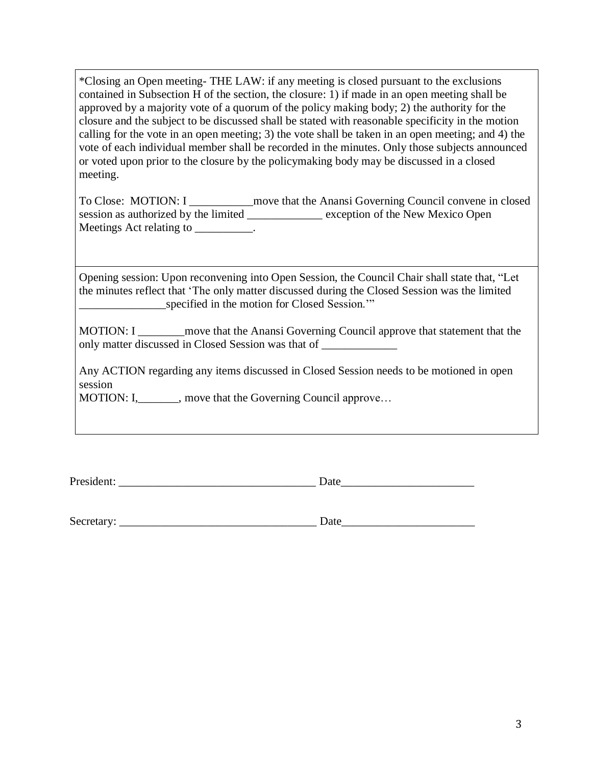*Closing an Open meeting- THE LAW: if any meeting is closed pursuant to the exclusions contained in Subsection H of the section, the closure: 1) if made in an open meeting shall be approved by a majority vote of a quorum of the policy making body; 2) the authority for the closure and the subject to be discussed shall be stated with reasonable specificity in the motion calling for the vote in an open meeting; 3) the vote shall be taken in an open meeting; and 4) the vote of each individual member shall be recorded in the minutes. Only those subjects announced or voted upon prior to the closure by the policymaking body may be discussed in a closed meeting.

To Close: MOTION: I ___________move that the Anansi Governing Council convene in closed session as authorized by the limited _____________ exception of the New Mexico Open Meetings Act relating to __________.

Opening session: Upon reconvening into Open Session, the Council Chair shall state that, "Let the minutes reflect that 'The only matter discussed during the Closed Session was the limited _______________specified in the motion for Closed Session.'"

MOTION: I ________move that the Anansi Governing Council approve that statement that the only matter discussed in Closed Session was that of _____________

Any ACTION regarding any items discussed in Closed Session needs to be motioned in open session
MOTION: I,_______, move that the Governing Council approve…

President: __________________________________ Date_______________________

Secretary: __________________________________ Date_______________________